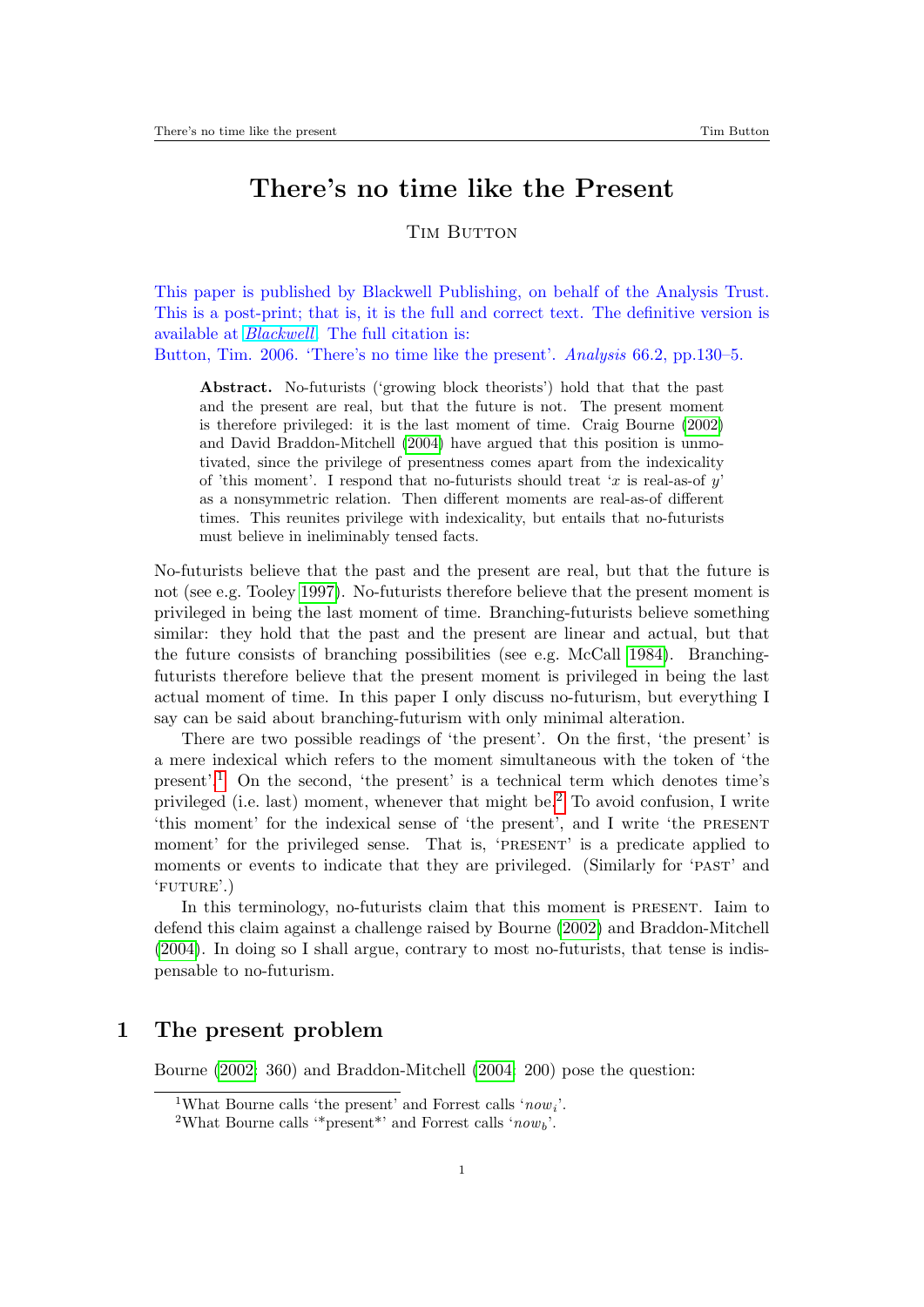# There's no time like the Present

Tim Button

This paper is published by Blackwell Publishing, on behalf of the Analysis Trust. This is a post-print; that is, it is the full and correct text. The definitive version is available at *Blackwell*. The full citation is:
Button, Tim. 2006. 'There's no time like the present'. *Analysis* 66.2, pp.130–5.

> **Abstract.** No-futurists ('growing block theorists') hold that that the past and the present are real, but that the future is not. The present moment is therefore privileged: it is the last moment of time. Craig Bourne (2002) and David Braddon-Mitchell (2004) have argued that this position is unmotivated, since the privilege of presentness comes apart from the indexicality of 'this moment'. I respond that no-futurists should treat '$x$ is real-as-of $y$' as a nonsymmetric relation. Then different moments are real-as-of different times. This reunites privilege with indexicality, but entails that no-futurists must believe in ineliminably tensed facts.

No-futurists believe that the past and the present are real, but that the future is not (see e.g. Tooley 1997). No-futurists therefore believe that the present moment is privileged in being the last moment of time. Branching-futurists believe something similar: they hold that the past and the present are linear and actual, but that the future consists of branching possibilities (see e.g. McCall 1984). Branching-futurists therefore believe that the present moment is privileged in being the last actual moment of time. In this paper I only discuss no-futurism, but everything I say can be said about branching-futurism with only minimal alteration.

There are two possible readings of 'the present'. On the first, 'the present' is a mere indexical which refers to the moment simultaneous with the token of 'the present'.[1] On the second, 'the present' is a technical term which denotes time's privileged (i.e. last) moment, whenever that might be.[2] To avoid confusion, I write 'this moment' for the indexical sense of 'the present', and I write 'the PRESENT moment' for the privileged sense. That is, 'PRESENT' is a predicate applied to moments or events to indicate that they are privileged. (Similarly for 'PAST' and 'FUTURE'.)

In this terminology, no-futurists claim that this moment is PRESENT. Iaim to defend this claim against a challenge raised by Bourne (2002) and Braddon-Mitchell (2004). In doing so I shall argue, contrary to most no-futurists, that tense is indispensable to no-futurism.

## 1 The present problem

Bourne (2002: 360) and Braddon-Mitchell (2004: 200) pose the question:

[1] What Bourne calls 'the present' and Forrest calls '$now_i$'.

[2] What Bourne calls '\*present\*' and Forrest calls '$now_b$'.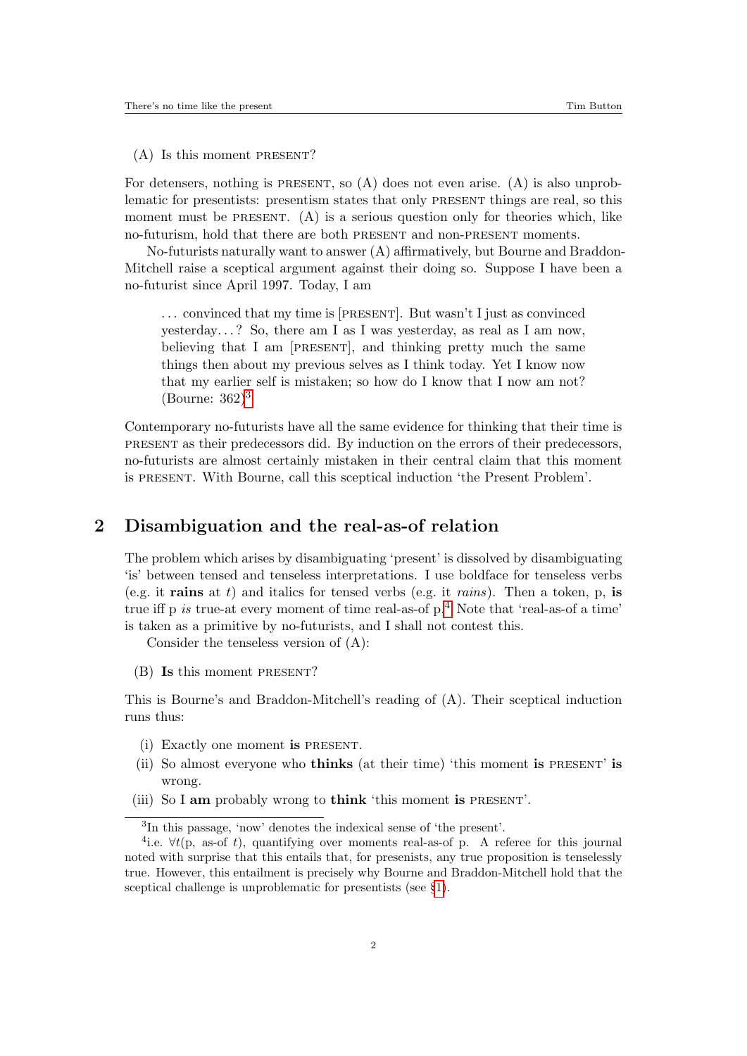(A) Is this moment PRESENT?

For detensers, nothing is PRESENT, so (A) does not even arise. (A) is also unproblematic for presentists: presentism states that only PRESENT things are real, so this moment must be PRESENT. (A) is a serious question only for theories which, like no-futurism, hold that there are both PRESENT and non-PRESENT moments.

No-futurists naturally want to answer (A) affirmatively, but Bourne and Braddon-Mitchell raise a sceptical argument against their doing so. Suppose I have been a no-futurist since April 1997. Today, I am

> . . . convinced that my time is [PRESENT]. But wasn't I just as convinced yesterday. . . ? So, there am I as I was yesterday, as real as I am now, believing that I am [PRESENT], and thinking pretty much the same things then about my previous selves as I think today. Yet I know now that my earlier self is mistaken; so how do I know that I now am not? (Bourne: 362)[3]

Contemporary no-futurists have all the same evidence for thinking that their time is PRESENT as their predecessors did. By induction on the errors of their predecessors, no-futurists are almost certainly mistaken in their central claim that this moment is PRESENT. With Bourne, call this sceptical induction 'the Present Problem'.

## 2 Disambiguation and the real-as-of relation

The problem which arises by disambiguating 'present' is dissolved by disambiguating 'is' between tensed and tenseless interpretations. I use boldface for tenseless verbs (e.g. it **rains** at $t$) and italics for tensed verbs (e.g. it *rains*). Then a token, p, **is** true iff p *is* true-at every moment of time real-as-of p.[4] Note that 'real-as-of a time' is taken as a primitive by no-futurists, and I shall not contest this.

Consider the tenseless version of (A):

(B) **Is** this moment PRESENT?

This is Bourne's and Braddon-Mitchell's reading of (A). Their sceptical induction runs thus:

(i) Exactly one moment **is** PRESENT.

(ii) So almost everyone who **thinks** (at their time) 'this moment **is** PRESENT' **is** wrong.

(iii) So I **am** probably wrong to **think** 'this moment **is** PRESENT'.

[3] In this passage, 'now' denotes the indexical sense of 'the present'.

[4] i.e. $\forall t$(p, as-of $t$), quantifying over moments real-as-of p. A referee for this journal noted with surprise that this entails that, for presenists, any true proposition is tenselessly true. However, this entailment is precisely why Bourne and Braddon-Mitchell hold that the sceptical challenge is unproblematic for presentists (see §1).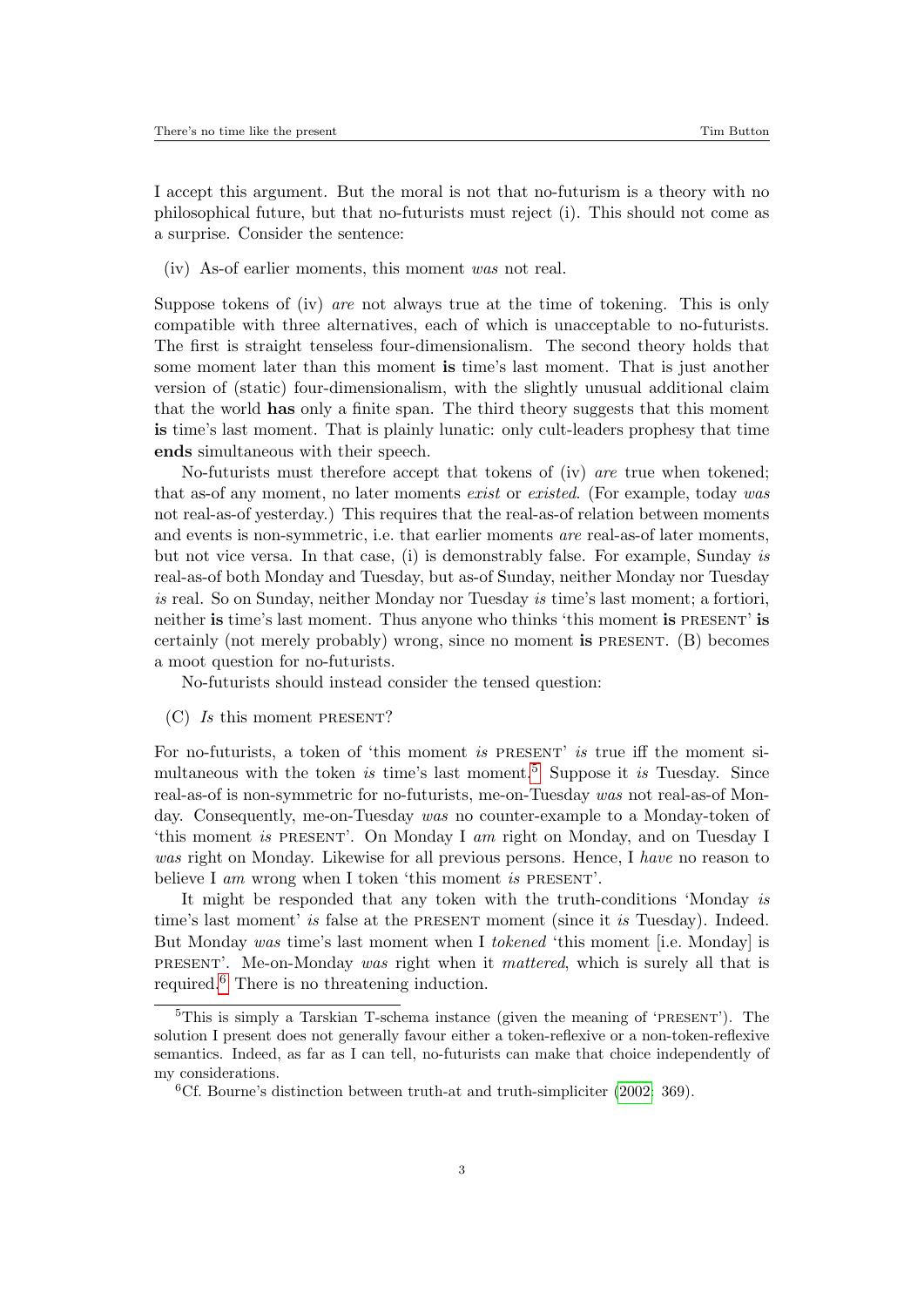I accept this argument. But the moral is not that no-futurism is a theory with no philosophical future, but that no-futurists must reject (i). This should not come as a surprise. Consider the sentence:

(iv) As-of earlier moments, this moment *was* not real.

Suppose tokens of (iv) *are* not always true at the time of tokening. This is only compatible with three alternatives, each of which is unacceptable to no-futurists. The first is straight tenseless four-dimensionalism. The second theory holds that some moment later than this moment **is** time's last moment. That is just another version of (static) four-dimensionalism, with the slightly unusual additional claim that the world **has** only a finite span. The third theory suggests that this moment **is** time's last moment. That is plainly lunatic: only cult-leaders prophesy that time **ends** simultaneous with their speech.

No-futurists must therefore accept that tokens of (iv) *are* true when tokened; that as-of any moment, no later moments *exist* or *existed*. (For example, today *was* not real-as-of yesterday.) This requires that the real-as-of relation between moments and events is non-symmetric, i.e. that earlier moments *are* real-as-of later moments, but not vice versa. In that case, (i) is demonstrably false. For example, Sunday *is* real-as-of both Monday and Tuesday, but as-of Sunday, neither Monday nor Tuesday *is* real. So on Sunday, neither Monday nor Tuesday *is* time's last moment; a fortiori, neither **is** time's last moment. Thus anyone who thinks 'this moment **is** PRESENT' **is** certainly (not merely probably) wrong, since no moment **is** PRESENT. (B) becomes a moot question for no-futurists.

No-futurists should instead consider the tensed question:

(C) *Is* this moment PRESENT?

For no-futurists, a token of 'this moment *is* PRESENT' *is* true iff the moment simultaneous with the token *is* time's last moment.[5] Suppose it *is* Tuesday. Since real-as-of is non-symmetric for no-futurists, me-on-Tuesday *was* not real-as-of Monday. Consequently, me-on-Tuesday *was* no counter-example to a Monday-token of 'this moment *is* PRESENT'. On Monday I *am* right on Monday, and on Tuesday I *was* right on Monday. Likewise for all previous persons. Hence, I *have* no reason to believe I *am* wrong when I token 'this moment *is* PRESENT'.

It might be responded that any token with the truth-conditions 'Monday *is* time's last moment' *is* false at the PRESENT moment (since it *is* Tuesday). Indeed. But Monday *was* time's last moment when I *tokened* 'this moment [i.e. Monday] is PRESENT'. Me-on-Monday *was* right when it *mattered*, which is surely all that is required.[6] There is no threatening induction.

[5] This is simply a Tarskian T-schema instance (given the meaning of 'PRESENT'). The solution I present does not generally favour either a token-reflexive or a non-token-reflexive semantics. Indeed, as far as I can tell, no-futurists can make that choice independently of my considerations.

[6] Cf. Bourne's distinction between truth-at and truth-simpliciter (2002: 369).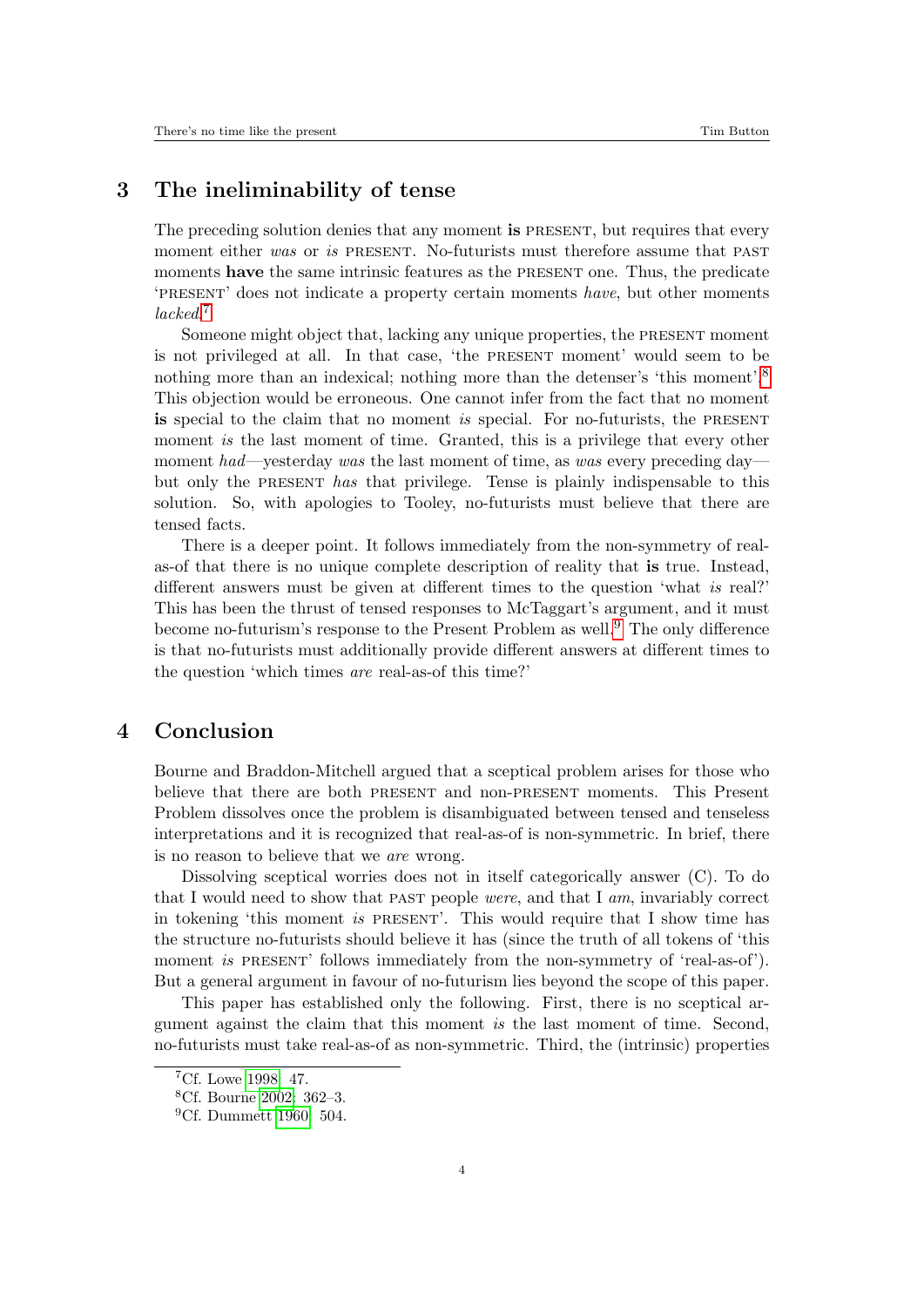## 3 The ineliminability of tense

The preceding solution denies that any moment **is** PRESENT, but requires that every moment either *was* or *is* PRESENT. No-futurists must therefore assume that PAST moments **have** the same intrinsic features as the PRESENT one. Thus, the predicate 'PRESENT' does not indicate a property certain moments *have*, but other moments *lacked*.[7]

Someone might object that, lacking any unique properties, the PRESENT moment is not privileged at all. In that case, 'the PRESENT moment' would seem to be nothing more than an indexical; nothing more than the detenser's 'this moment'.[8] This objection would be erroneous. One cannot infer from the fact that no moment **is** special to the claim that no moment *is* special. For no-futurists, the PRESENT moment *is* the last moment of time. Granted, this is a privilege that every other moment *had*—yesterday *was* the last moment of time, as *was* every preceding day—but only the PRESENT *has* that privilege. Tense is plainly indispensable to this solution. So, with apologies to Tooley, no-futurists must believe that there are tensed facts.

There is a deeper point. It follows immediately from the non-symmetry of real-as-of that there is no unique complete description of reality that **is** true. Instead, different answers must be given at different times to the question 'what *is* real?' This has been the thrust of tensed responses to McTaggart's argument, and it must become no-futurism's response to the Present Problem as well.[9] The only difference is that no-futurists must additionally provide different answers at different times to the question 'which times *are* real-as-of this time?'

## 4 Conclusion

Bourne and Braddon-Mitchell argued that a sceptical problem arises for those who believe that there are both PRESENT and non-PRESENT moments. This Present Problem dissolves once the problem is disambiguated between tensed and tenseless interpretations and it is recognized that real-as-of is non-symmetric. In brief, there is no reason to believe that we *are* wrong.

Dissolving sceptical worries does not in itself categorically answer (C). To do that I would need to show that PAST people *were*, and that I *am*, invariably correct in tokening 'this moment *is* PRESENT'. This would require that I show time has the structure no-futurists should believe it has (since the truth of all tokens of 'this moment *is* PRESENT' follows immediately from the non-symmetry of 'real-as-of'). But a general argument in favour of no-futurism lies beyond the scope of this paper.

This paper has established only the following. First, there is no sceptical argument against the claim that this moment *is* the last moment of time. Second, no-futurists must take real-as-of as non-symmetric. Third, the (intrinsic) properties

---

[7] Cf. Lowe 1998: 47.

[8] Cf. Bourne 2002: 362–3.

[9] Cf. Dummett 1960: 504.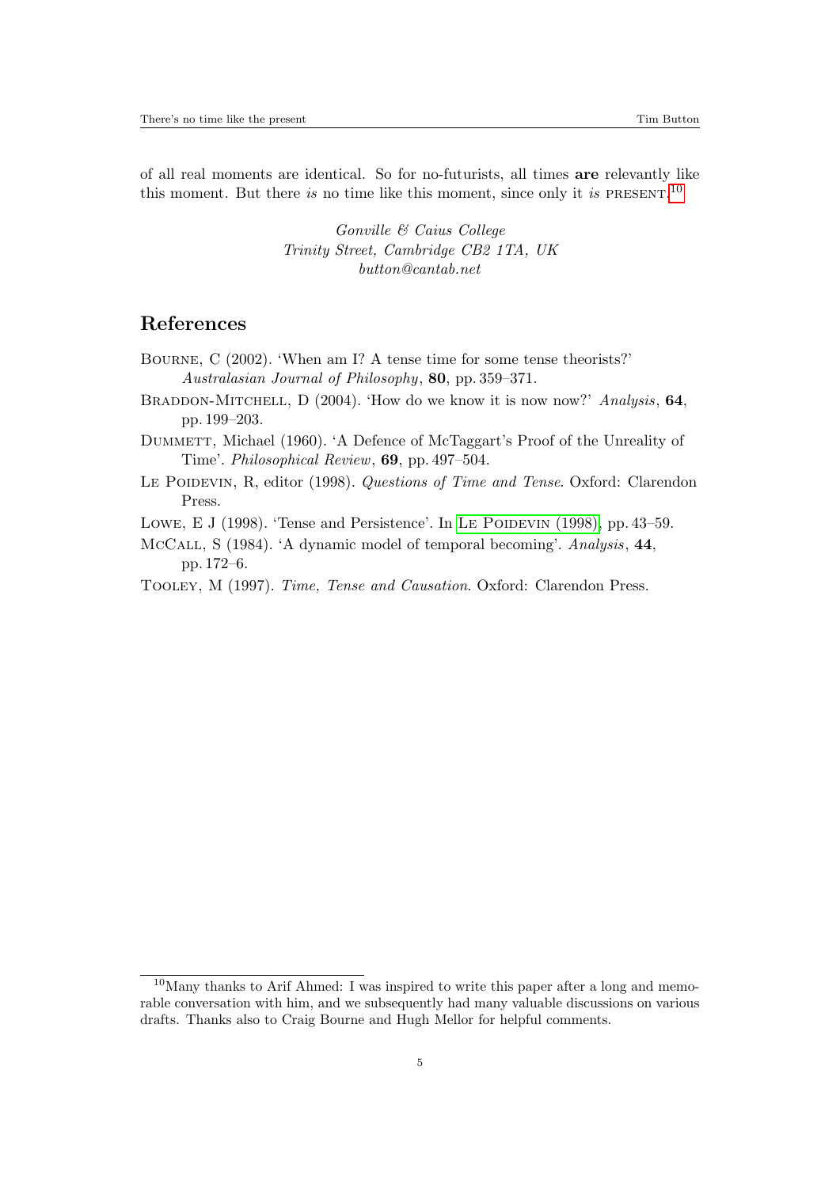of all real moments are identical. So for no-futurists, all times **are** relevantly like this moment. But there *is* no time like this moment, since only it *is* PRESENT.[10]

*Gonville & Caius College*
*Trinity Street, Cambridge CB2 1TA, UK*
*button@cantab.net*

## References

BOURNE, C (2002). 'When am I? A tense time for some tense theorists?' *Australasian Journal of Philosophy*, **80**, pp. 359–371.

BRADDON-MITCHELL, D (2004). 'How do we know it is now now?' *Analysis*, **64**, pp. 199–203.

DUMMETT, Michael (1960). 'A Defence of McTaggart's Proof of the Unreality of Time'. *Philosophical Review*, **69**, pp. 497–504.

LE POIDEVIN, R, editor (1998). *Questions of Time and Tense*. Oxford: Clarendon Press.

LOWE, E J (1998). 'Tense and Persistence'. In LE POIDEVIN (1998), pp. 43–59.

MCCALL, S (1984). 'A dynamic model of temporal becoming'. *Analysis*, **44**, pp. 172–6.

TOOLEY, M (1997). *Time, Tense and Causation*. Oxford: Clarendon Press.

[10] Many thanks to Arif Ahmed: I was inspired to write this paper after a long and memorable conversation with him, and we subsequently had many valuable discussions on various drafts. Thanks also to Craig Bourne and Hugh Mellor for helpful comments.